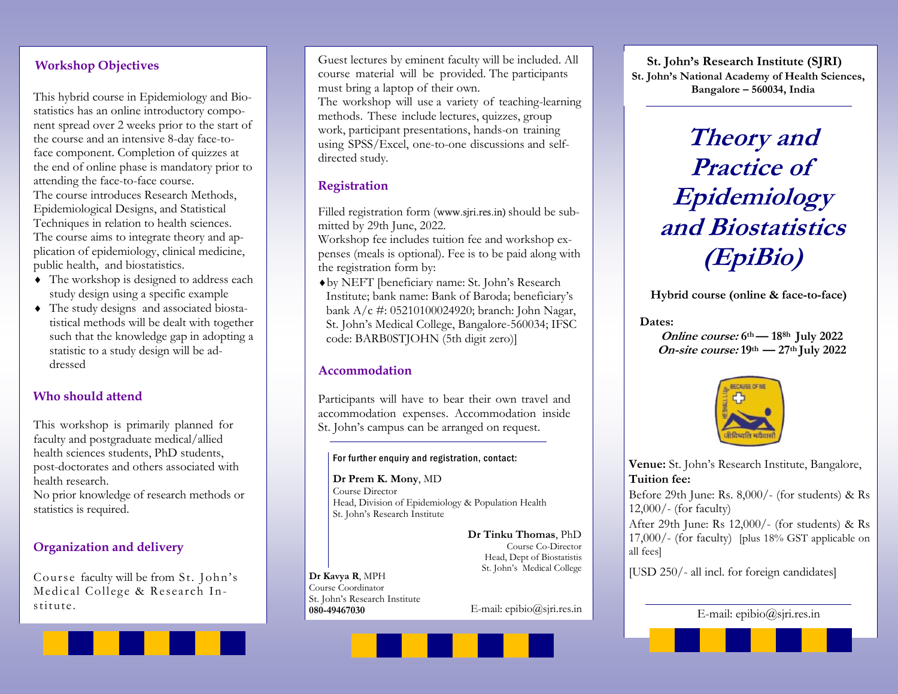**St. John's Research Institute (SJRI)**
**St. John's National Academy of Health Sciences, Bangalore – 560034, India**

# *Theory and Practice of Epidemiology and Biostatistics (EpiBio)*

**Hybrid course (online & face-to-face)**

**Dates:**
***Online course:*** **6th — 18th July 2022**
***On-site course:*** **19th — 27th July 2022**

**Venue:** St. John's Research Institute, Bangalore,

**Tuition fee:**

Before 29th June: Rs. 8,000/- (for students) & Rs 12,000/- (for faculty)

After 29th June: Rs 12,000/- (for students) & Rs 17,000/- (for faculty) [plus 18% GST applicable on all fees]

[USD 250/- all incl. for foreign candidates]

E-mail: epibio@sjri.res.in

## Workshop Objectives

This hybrid course in Epidemiology and Biostatistics has an online introductory component spread over 2 weeks prior to the start of the course and an intensive 8-day face-to-face component. Completion of quizzes at the end of online phase is mandatory prior to attending the face-to-face course.

The course introduces Research Methods, Epidemiological Designs, and Statistical Techniques in relation to health sciences. The course aims to integrate theory and application of epidemiology, clinical medicine, public health, and biostatistics.

- The workshop is designed to address each study design using a specific example
- The study designs and associated biostatistical methods will be dealt with together such that the knowledge gap in adopting a statistic to a study design will be addressed

## Who should attend

This workshop is primarily planned for faculty and postgraduate medical/allied health sciences students, PhD students, post-doctorates and others associated with health research.

No prior knowledge of research methods or statistics is required.

## Organization and delivery

Course faculty will be from St. John's Medical College & Research Institute.

Guest lectures by eminent faculty will be included. All course material will be provided. The participants must bring a laptop of their own.

The workshop will use a variety of teaching-learning methods. These include lectures, quizzes, group work, participant presentations, hands-on training using SPSS/Excel, one-to-one discussions and self-directed study.

## Registration

Filled registration form (www.sjri.res.in) should be submitted by 29th June, 2022.

Workshop fee includes tuition fee and workshop expenses (meals is optional). Fee is to be paid along with the registration form by:

- by NEFT [beneficiary name: St. John's Research Institute; bank name: Bank of Baroda; beneficiary's bank A/c #: 05210100024920; branch: John Nagar, St. John's Medical College, Bangalore-560034; IFSC code: BARB0STJOHN (5th digit zero)]

## Accommodation

Participants will have to bear their own travel and accommodation expenses. Accommodation inside St. John's campus can be arranged on request.

For further enquiry and registration, contact:

**Dr Prem K. Mony**, MD
Course Director
Head, Division of Epidemiology & Population Health
St. John's Research Institute

**Dr Tinku Thomas**, PhD
Course Co-Director
Head, Dept of Biostatistis
St. John's Medical College

**Dr Kavya R**, MPH
Course Coordinator
St. John's Research Institute
**080-49467030**

E-mail: epibio@sjri.res.in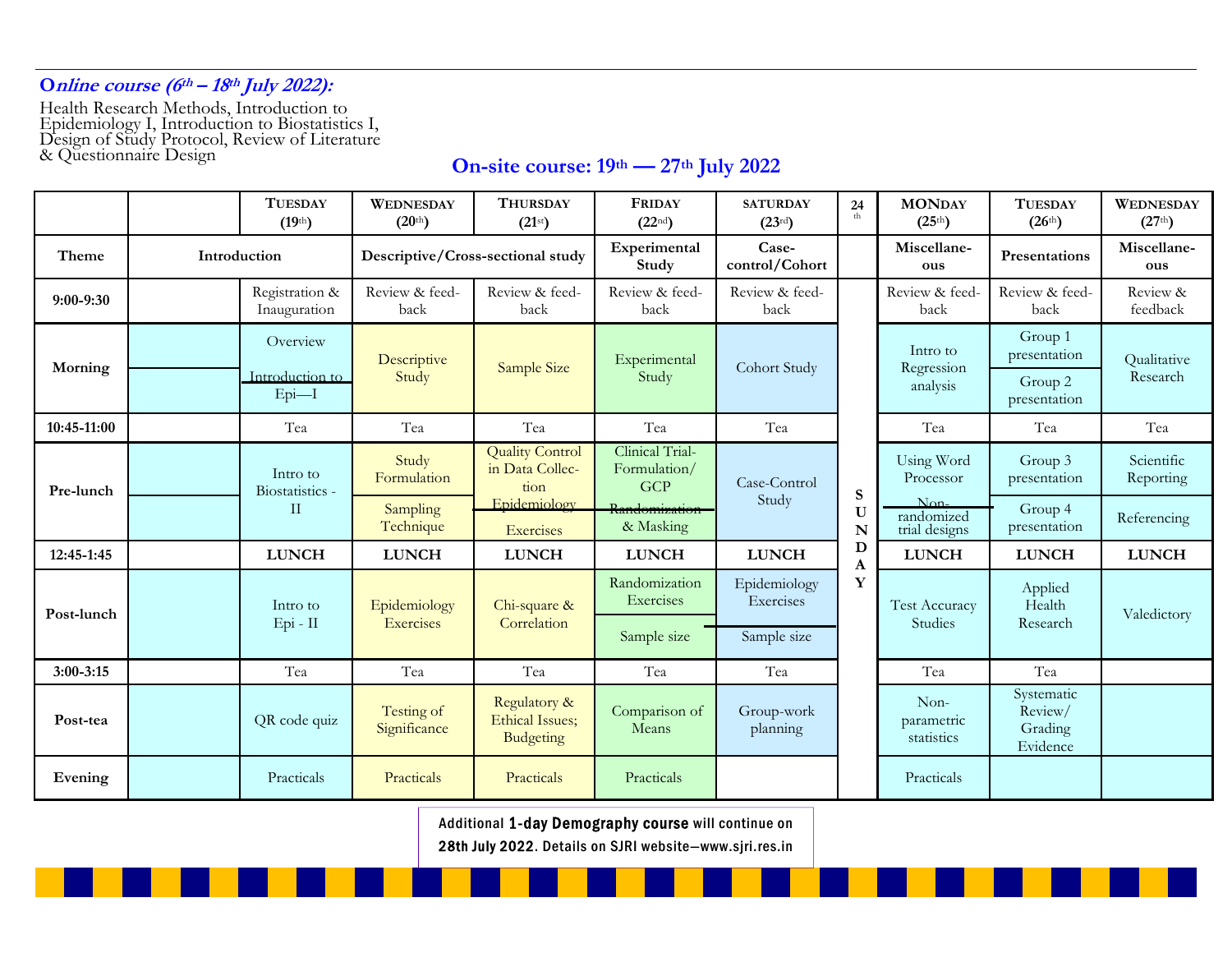**Online course (6th – 18th July 2022):**

Health Research Methods, Introduction to Epidemiology I, Introduction to Biostatistics I, Design of Study Protocol, Review of Literature & Questionnaire Design

## On-site course: 19th — 27th July 2022

| | | TUESDAY (19th) | WEDNESDAY (20th) | THURSDAY (21st) | FRIDAY (22nd) | SATURDAY (23rd) | 24th | MONDAY (25th) | TUESDAY (26th) | WEDNESDAY (27th) |
|---|---|---|---|---|---|---|---|---|---|---|
| **Theme** | Introduction | | Descriptive/Cross-sectional study | | Experimental Study | Case-control/Cohort | | Miscellaneous | Presentations | Miscellaneous |
| **9:00-9:30** | | Registration & Inauguration | Review & feedback | Review & feedback | Review & feedback | Review & feedback | SUNDAY | Review & feedback | Review & feedback | Review & feedback |
| **Morning** | | Overview / Introduction to Epi—I | Descriptive Study | Sample Size | Experimental Study | Cohort Study | | Intro to Regression analysis | Group 1 presentation / Group 2 presentation | Qualitative Research |
| **10:45-11:00** | | Tea | Tea | Tea | Tea | Tea | | Tea | Tea | Tea |
| **Pre-lunch** | | Intro to Biostatistics - II | Study Formulation / Sampling Technique | Quality Control in Data Collection / Epidemiology Exercises | Clinical Trial-Formulation/ GCP / Randomization & Masking | Case-Control Study | | Using Word Processor / Non-randomized trial designs | Group 3 presentation / Group 4 presentation | Scientific Reporting / Referencing |
| **12:45-1:45** | | LUNCH | LUNCH | LUNCH | LUNCH | LUNCH | | LUNCH | LUNCH | LUNCH |
| **Post-lunch** | | Intro to Epi - II | Epidemiology Exercises | Chi-square & Correlation | Randomization Exercises / Sample size | Epidemiology Exercises / Sample size | | Test Accuracy Studies | Applied Health Research | Valedictory |
| **3:00-3:15** | | Tea | Tea | Tea | Tea | Tea | | Tea | Tea | |
| **Post-tea** | | QR code quiz | Testing of Significance | Regulatory & Ethical Issues; Budgeting | Comparison of Means | Group-work planning | | Non-parametric statistics | Systematic Review/ Grading Evidence | |
| **Evening** | | Practicals | Practicals | Practicals | Practicals | | | Practicals | | |

Additional **1-day Demography course** will continue on **28th July 2022**. Details on SJRI website—www.sjri.res.in